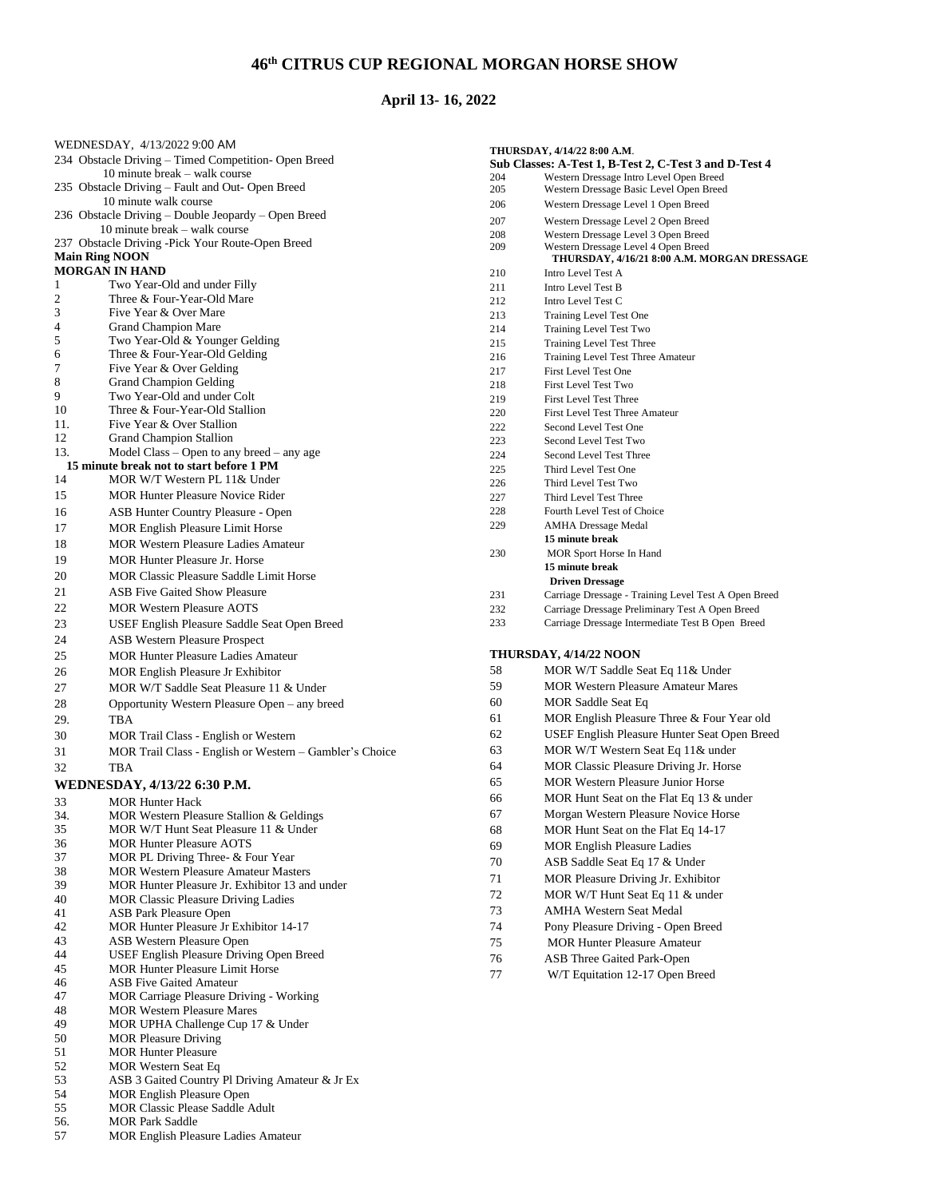# 46th CITRUS CUP REGIONAL MORGAN HORSE SHOW

## April 13- 16, 2022

WEDNESDAY, 4/13/2022 9:00 AM

234 Obstacle Driving – Timed Competition- Open Breed
10 minute break – walk course
235 Obstacle Driving – Fault and Out- Open Breed
10 minute walk course
236 Obstacle Driving – Double Jeopardy – Open Breed
10 minute break – walk course
237 Obstacle Driving -Pick Your Route-Open Breed

**Main Ring NOON**

**MORGAN IN HAND**

1 Two Year-Old and under Filly
2 Three & Four-Year-Old Mare
3 Five Year & Over Mare
4 Grand Champion Mare
5 Two Year-Old & Younger Gelding
6 Three & Four-Year-Old Gelding
7 Five Year & Over Gelding
8 Grand Champion Gelding
9 Two Year-Old and under Colt
10 Three & Four-Year-Old Stallion
11. Five Year & Over Stallion
12 Grand Champion Stallion
13. Model Class – Open to any breed – any age

**15 minute break not to start before 1 PM**

14 MOR W/T Western PL 11& Under
15 MOR Hunter Pleasure Novice Rider
16 ASB Hunter Country Pleasure - Open
17 MOR English Pleasure Limit Horse
18 MOR Western Pleasure Ladies Amateur
19 MOR Hunter Pleasure Jr. Horse
20 MOR Classic Pleasure Saddle Limit Horse
21 ASB Five Gaited Show Pleasure
22 MOR Western Pleasure AOTS
23 USEF English Pleasure Saddle Seat Open Breed
24 ASB Western Pleasure Prospect
25 MOR Hunter Pleasure Ladies Amateur
26 MOR English Pleasure Jr Exhibitor
27 MOR W/T Saddle Seat Pleasure 11 & Under
28 Opportunity Western Pleasure Open – any breed
29. TBA
30 MOR Trail Class - English or Western
31 MOR Trail Class - English or Western – Gambler's Choice
32 TBA

**WEDNESDAY, 4/13/22 6:30 P.M.**

33 MOR Hunter Hack
34. MOR Western Pleasure Stallion & Geldings
35 MOR W/T Hunt Seat Pleasure 11 & Under
36 MOR Hunter Pleasure AOTS
37 MOR PL Driving Three- & Four Year
38 MOR Western Pleasure Amateur Masters
39 MOR Hunter Pleasure Jr. Exhibitor 13 and under
40 MOR Classic Pleasure Driving Ladies
41 ASB Park Pleasure Open
42 MOR Hunter Pleasure Jr Exhibitor 14-17
43 ASB Western Pleasure Open
44 USEF English Pleasure Driving Open Breed
45 MOR Hunter Pleasure Limit Horse
46 ASB Five Gaited Amateur
47 MOR Carriage Pleasure Driving - Working
48 MOR Western Pleasure Mares
49 MOR UPHA Challenge Cup 17 & Under
50 MOR Pleasure Driving
51 MOR Hunter Pleasure
52 MOR Western Seat Eq
53 ASB 3 Gaited Country Pl Driving Amateur & Jr Ex
54 MOR English Pleasure Open
55 MOR Classic Please Saddle Adult
56. MOR Park Saddle
57 MOR English Pleasure Ladies Amateur

**THURSDAY, 4/14/22 8:00 A.M.**

**Sub Classes: A-Test 1, B-Test 2, C-Test 3 and D-Test 4**

204 Western Dressage Intro Level Open Breed
205 Western Dressage Basic Level Open Breed
206 Western Dressage Level 1 Open Breed
207 Western Dressage Level 2 Open Breed
208 Western Dressage Level 3 Open Breed
209 Western Dressage Level 4 Open Breed

**THURSDAY, 4/16/21 8:00 A.M. MORGAN DRESSAGE**

210 Intro Level Test A
211 Intro Level Test B
212 Intro Level Test C
213 Training Level Test One
214 Training Level Test Two
215 Training Level Test Three
216 Training Level Test Three Amateur
217 First Level Test One
218 First Level Test Two
219 First Level Test Three
220 First Level Test Three Amateur
222 Second Level Test One
223 Second Level Test Two
224 Second Level Test Three
225 Third Level Test One
226 Third Level Test Two
227 Third Level Test Three
228 Fourth Level Test of Choice
229 AMHA Dressage Medal

**15 minute break**

230 MOR Sport Horse In Hand

**15 minute break**

**Driven Dressage**

231 Carriage Dressage - Training Level Test A Open Breed
232 Carriage Dressage Preliminary Test A Open Breed
233 Carriage Dressage Intermediate Test B Open Breed

**THURSDAY, 4/14/22 NOON**

58 MOR W/T Saddle Seat Eq 11& Under
59 MOR Western Pleasure Amateur Mares
60 MOR Saddle Seat Eq
61 MOR English Pleasure Three & Four Year old
62 USEF English Pleasure Hunter Seat Open Breed
63 MOR W/T Western Seat Eq 11& under
64 MOR Classic Pleasure Driving Jr. Horse
65 MOR Western Pleasure Junior Horse
66 MOR Hunt Seat on the Flat Eq 13 & under
67 Morgan Western Pleasure Novice Horse
68 MOR Hunt Seat on the Flat Eq 14-17
69 MOR English Pleasure Ladies
70 ASB Saddle Seat Eq 17 & Under
71 MOR Pleasure Driving Jr. Exhibitor
72 MOR W/T Hunt Seat Eq 11 & under
73 AMHA Western Seat Medal
74 Pony Pleasure Driving - Open Breed
75 MOR Hunter Pleasure Amateur
76 ASB Three Gaited Park-Open
77 W/T Equitation 12-17 Open Breed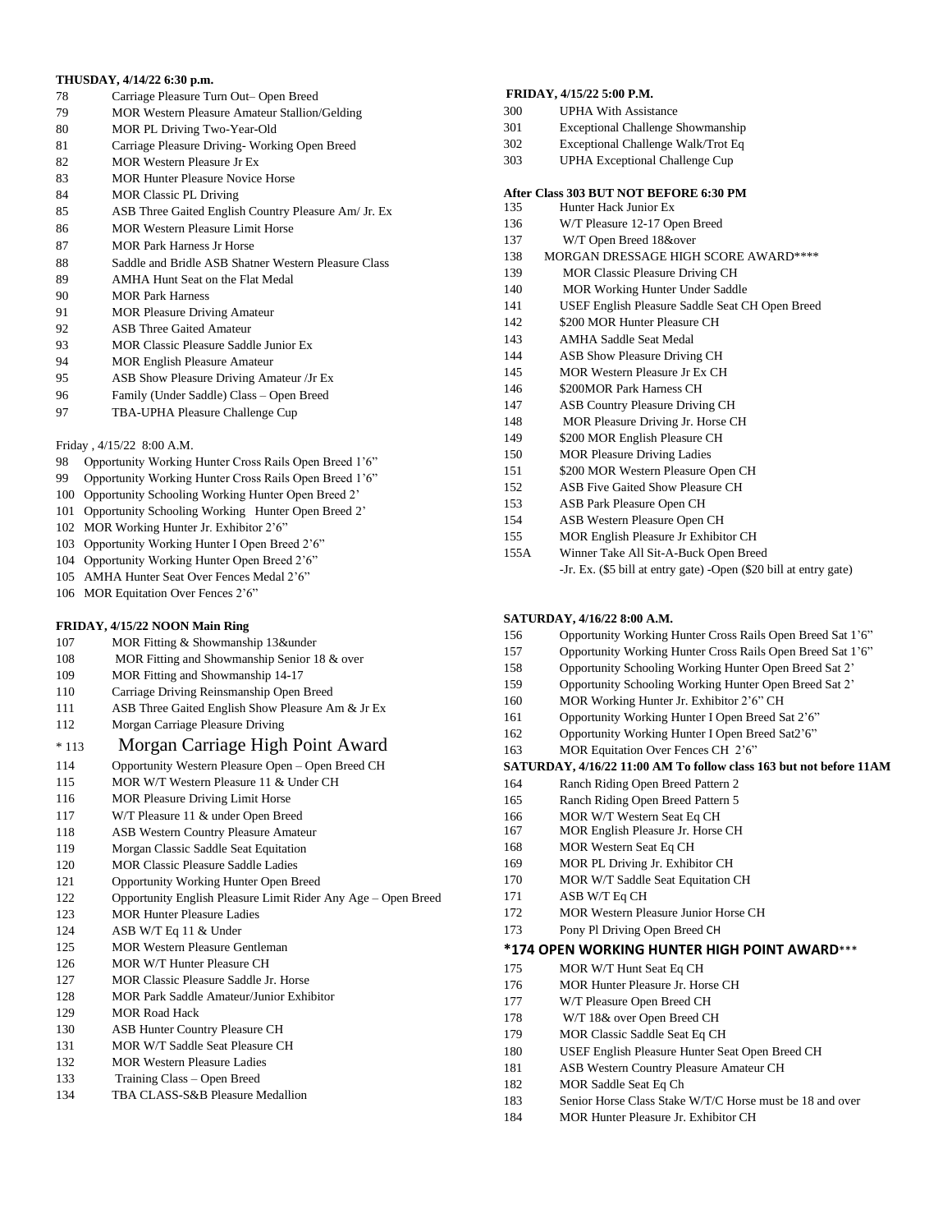**THUSDAY, 4/14/22 6:30 p.m.**

78 Carriage Pleasure Turn Out– Open Breed
79 MOR Western Pleasure Amateur Stallion/Gelding
80 MOR PL Driving Two-Year-Old
81 Carriage Pleasure Driving- Working Open Breed
82 MOR Western Pleasure Jr Ex
83 MOR Hunter Pleasure Novice Horse
84 MOR Classic PL Driving
85 ASB Three Gaited English Country Pleasure Am/ Jr. Ex
86 MOR Western Pleasure Limit Horse
87 MOR Park Harness Jr Horse
88 Saddle and Bridle ASB Shatner Western Pleasure Class
89 AMHA Hunt Seat on the Flat Medal
90 MOR Park Harness
91 MOR Pleasure Driving Amateur
92 ASB Three Gaited Amateur
93 MOR Classic Pleasure Saddle Junior Ex
94 MOR English Pleasure Amateur
95 ASB Show Pleasure Driving Amateur /Jr Ex
96 Family (Under Saddle) Class – Open Breed
97 TBA-UPHA Pleasure Challenge Cup

Friday , 4/15/22 8:00 A.M.

98 Opportunity Working Hunter Cross Rails Open Breed 1'6"
99 Opportunity Working Hunter Cross Rails Open Breed 1'6"
100 Opportunity Schooling Working Hunter Open Breed 2'
101 Opportunity Schooling Working Hunter Open Breed 2'
102 MOR Working Hunter Jr. Exhibitor 2'6"
103 Opportunity Working Hunter I Open Breed 2'6"
104 Opportunity Working Hunter Open Breed 2'6"
105 AMHA Hunter Seat Over Fences Medal 2'6"
106 MOR Equitation Over Fences 2'6"

**FRIDAY, 4/15/22 NOON Main Ring**

107 MOR Fitting & Showmanship 13&under
108 MOR Fitting and Showmanship Senior 18 & over
109 MOR Fitting and Showmanship 14-17
110 Carriage Driving Reinsmanship Open Breed
111 ASB Three Gaited English Show Pleasure Am & Jr Ex
112 Morgan Carriage Pleasure Driving
\* 113 Morgan Carriage High Point Award
114 Opportunity Western Pleasure Open – Open Breed CH
115 MOR W/T Western Pleasure 11 & Under CH
116 MOR Pleasure Driving Limit Horse
117 W/T Pleasure 11 & under Open Breed
118 ASB Western Country Pleasure Amateur
119 Morgan Classic Saddle Seat Equitation
120 MOR Classic Pleasure Saddle Ladies
121 Opportunity Working Hunter Open Breed
122 Opportunity English Pleasure Limit Rider Any Age – Open Breed
123 MOR Hunter Pleasure Ladies
124 ASB W/T Eq 11 & Under
125 MOR Western Pleasure Gentleman
126 MOR W/T Hunter Pleasure CH
127 MOR Classic Pleasure Saddle Jr. Horse
128 MOR Park Saddle Amateur/Junior Exhibitor
129 MOR Road Hack
130 ASB Hunter Country Pleasure CH
131 MOR W/T Saddle Seat Pleasure CH
132 MOR Western Pleasure Ladies
133 Training Class – Open Breed
134 TBA CLASS-S&B Pleasure Medallion

**FRIDAY, 4/15/22 5:00 P.M.**

300 UPHA With Assistance
301 Exceptional Challenge Showmanship
302 Exceptional Challenge Walk/Trot Eq
303 UPHA Exceptional Challenge Cup

**After Class 303 BUT NOT BEFORE 6:30 PM**

135 Hunter Hack Junior Ex
136 W/T Pleasure 12-17 Open Breed
137 W/T Open Breed 18&over
138 MORGAN DRESSAGE HIGH SCORE AWARD****
139 MOR Classic Pleasure Driving CH
140 MOR Working Hunter Under Saddle
141 USEF English Pleasure Saddle Seat CH Open Breed
142 \$200 MOR Hunter Pleasure CH
143 AMHA Saddle Seat Medal
144 ASB Show Pleasure Driving CH
145 MOR Western Pleasure Jr Ex CH
146 \$200MOR Park Harness CH
147 ASB Country Pleasure Driving CH
148 MOR Pleasure Driving Jr. Horse CH
149 \$200 MOR English Pleasure CH
150 MOR Pleasure Driving Ladies
151 \$200 MOR Western Pleasure Open CH
152 ASB Five Gaited Show Pleasure CH
153 ASB Park Pleasure Open CH
154 ASB Western Pleasure Open CH
155 MOR English Pleasure Jr Exhibitor CH
155A Winner Take All Sit-A-Buck Open Breed
-Jr. Ex. (\$5 bill at entry gate) -Open (\$20 bill at entry gate)

**SATURDAY, 4/16/22 8:00 A.M.**

156 Opportunity Working Hunter Cross Rails Open Breed Sat 1'6"
157 Opportunity Working Hunter Cross Rails Open Breed Sat 1'6"
158 Opportunity Schooling Working Hunter Open Breed Sat 2'
159 Opportunity Schooling Working Hunter Open Breed Sat 2'
160 MOR Working Hunter Jr. Exhibitor 2'6" CH
161 Opportunity Working Hunter I Open Breed Sat 2'6"
162 Opportunity Working Hunter I Open Breed Sat2'6"
163 MOR Equitation Over Fences CH 2'6"

**SATURDAY, 4/16/22 11:00 AM To follow class 163 but not before 11AM**

164 Ranch Riding Open Breed Pattern 2
165 Ranch Riding Open Breed Pattern 5
166 MOR W/T Western Seat Eq CH
167 MOR English Pleasure Jr. Horse CH
168 MOR Western Seat Eq CH
169 MOR PL Driving Jr. Exhibitor CH
170 MOR W/T Saddle Seat Equitation CH
171 ASB W/T Eq CH
172 MOR Western Pleasure Junior Horse CH
173 Pony Pl Driving Open Breed CH

**\*174 OPEN WORKING HUNTER HIGH POINT AWARD*****

175 MOR W/T Hunt Seat Eq CH
176 MOR Hunter Pleasure Jr. Horse CH
177 W/T Pleasure Open Breed CH
178 W/T 18& over Open Breed CH
179 MOR Classic Saddle Seat Eq CH
180 USEF English Pleasure Hunter Seat Open Breed CH
181 ASB Western Country Pleasure Amateur CH
182 MOR Saddle Seat Eq Ch
183 Senior Horse Class Stake W/T/C Horse must be 18 and over
184 MOR Hunter Pleasure Jr. Exhibitor CH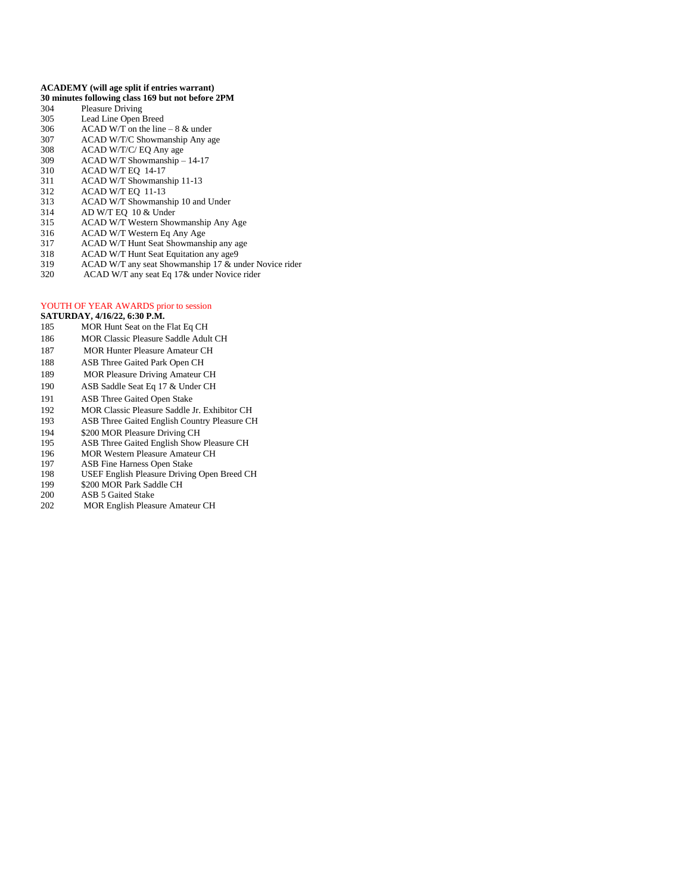**ACADEMY (will age split if entries warrant)**
**30 minutes following class 169 but not before 2PM**

| | |
|---|---|
| 304 | Pleasure Driving |
| 305 | Lead Line Open Breed |
| 306 | ACAD W/T on the line – 8 & under |
| 307 | ACAD W/T/C Showmanship Any age |
| 308 | ACAD W/T/C/ EQ Any age |
| 309 | ACAD W/T Showmanship – 14-17 |
| 310 | ACAD W/T EQ 14-17 |
| 311 | ACAD W/T Showmanship 11-13 |
| 312 | ACAD W/T EQ 11-13 |
| 313 | ACAD W/T Showmanship 10 and Under |
| 314 | AD W/T EQ 10 & Under |
| 315 | ACAD W/T Western Showmanship Any Age |
| 316 | ACAD W/T Western Eq Any Age |
| 317 | ACAD W/T Hunt Seat Showmanship any age |
| 318 | ACAD W/T Hunt Seat Equitation any age9 |
| 319 | ACAD W/T any seat Showmanship 17 & under Novice rider |
| 320 | ACAD W/T any seat Eq 17& under Novice rider |

YOUTH OF YEAR AWARDS prior to session

**SATURDAY, 4/16/22, 6:30 P.M.**

| | |
|---|---|
| 185 | MOR Hunt Seat on the Flat Eq CH |
| 186 | MOR Classic Pleasure Saddle Adult CH |
| 187 | MOR Hunter Pleasure Amateur CH |
| 188 | ASB Three Gaited Park Open CH |
| 189 | MOR Pleasure Driving Amateur CH |
| 190 | ASB Saddle Seat Eq 17 & Under CH |
| 191 | ASB Three Gaited Open Stake |
| 192 | MOR Classic Pleasure Saddle Jr. Exhibitor CH |
| 193 | ASB Three Gaited English Country Pleasure CH |
| 194 | $200 MOR Pleasure Driving CH |
| 195 | ASB Three Gaited English Show Pleasure CH |
| 196 | MOR Western Pleasure Amateur CH |
| 197 | ASB Fine Harness Open Stake |
| 198 | USEF English Pleasure Driving Open Breed CH |
| 199 | $200 MOR Park Saddle CH |
| 200 | ASB 5 Gaited Stake |
| 202 | MOR English Pleasure Amateur CH |